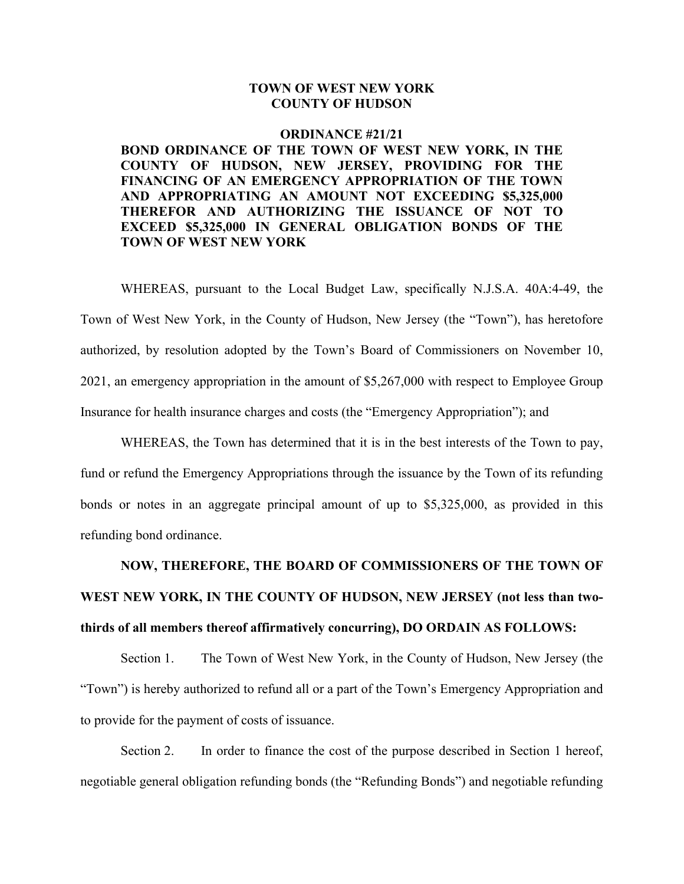**TOWN OF WEST NEW YORK**
**COUNTY OF HUDSON**

**ORDINANCE #21/21**

**BOND ORDINANCE OF THE TOWN OF WEST NEW YORK, IN THE COUNTY OF HUDSON, NEW JERSEY, PROVIDING FOR THE FINANCING OF AN EMERGENCY APPROPRIATION OF THE TOWN AND APPROPRIATING AN AMOUNT NOT EXCEEDING $5,325,000 THEREFOR AND AUTHORIZING THE ISSUANCE OF NOT TO EXCEED $5,325,000 IN GENERAL OBLIGATION BONDS OF THE TOWN OF WEST NEW YORK**

WHEREAS, pursuant to the Local Budget Law, specifically N.J.S.A. 40A:4-49, the Town of West New York, in the County of Hudson, New Jersey (the "Town"), has heretofore authorized, by resolution adopted by the Town's Board of Commissioners on November 10, 2021, an emergency appropriation in the amount of $5,267,000 with respect to Employee Group Insurance for health insurance charges and costs (the "Emergency Appropriation"); and

WHEREAS, the Town has determined that it is in the best interests of the Town to pay, fund or refund the Emergency Appropriations through the issuance by the Town of its refunding bonds or notes in an aggregate principal amount of up to $5,325,000, as provided in this refunding bond ordinance.

**NOW, THEREFORE, THE BOARD OF COMMISSIONERS OF THE TOWN OF WEST NEW YORK, IN THE COUNTY OF HUDSON, NEW JERSEY (not less than two-thirds of all members thereof affirmatively concurring), DO ORDAIN AS FOLLOWS:**

Section 1. The Town of West New York, in the County of Hudson, New Jersey (the "Town") is hereby authorized to refund all or a part of the Town's Emergency Appropriation and to provide for the payment of costs of issuance.

Section 2. In order to finance the cost of the purpose described in Section 1 hereof, negotiable general obligation refunding bonds (the "Refunding Bonds") and negotiable refunding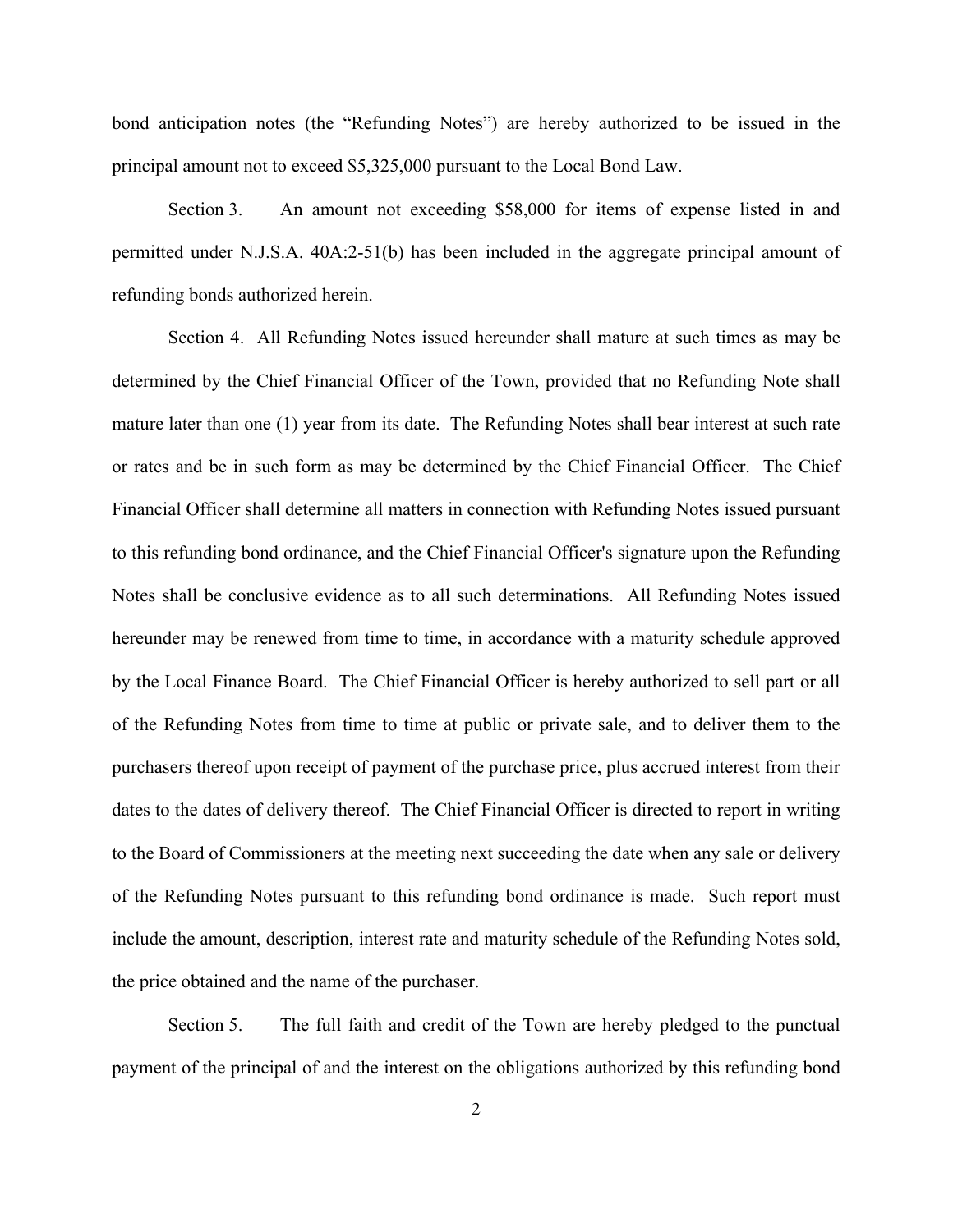bond anticipation notes (the "Refunding Notes") are hereby authorized to be issued in the principal amount not to exceed $5,325,000 pursuant to the Local Bond Law.

Section 3. An amount not exceeding $58,000 for items of expense listed in and permitted under N.J.S.A. 40A:2-51(b) has been included in the aggregate principal amount of refunding bonds authorized herein.

Section 4. All Refunding Notes issued hereunder shall mature at such times as may be determined by the Chief Financial Officer of the Town, provided that no Refunding Note shall mature later than one (1) year from its date. The Refunding Notes shall bear interest at such rate or rates and be in such form as may be determined by the Chief Financial Officer. The Chief Financial Officer shall determine all matters in connection with Refunding Notes issued pursuant to this refunding bond ordinance, and the Chief Financial Officer's signature upon the Refunding Notes shall be conclusive evidence as to all such determinations. All Refunding Notes issued hereunder may be renewed from time to time, in accordance with a maturity schedule approved by the Local Finance Board. The Chief Financial Officer is hereby authorized to sell part or all of the Refunding Notes from time to time at public or private sale, and to deliver them to the purchasers thereof upon receipt of payment of the purchase price, plus accrued interest from their dates to the dates of delivery thereof. The Chief Financial Officer is directed to report in writing to the Board of Commissioners at the meeting next succeeding the date when any sale or delivery of the Refunding Notes pursuant to this refunding bond ordinance is made. Such report must include the amount, description, interest rate and maturity schedule of the Refunding Notes sold, the price obtained and the name of the purchaser.

Section 5. The full faith and credit of the Town are hereby pledged to the punctual payment of the principal of and the interest on the obligations authorized by this refunding bond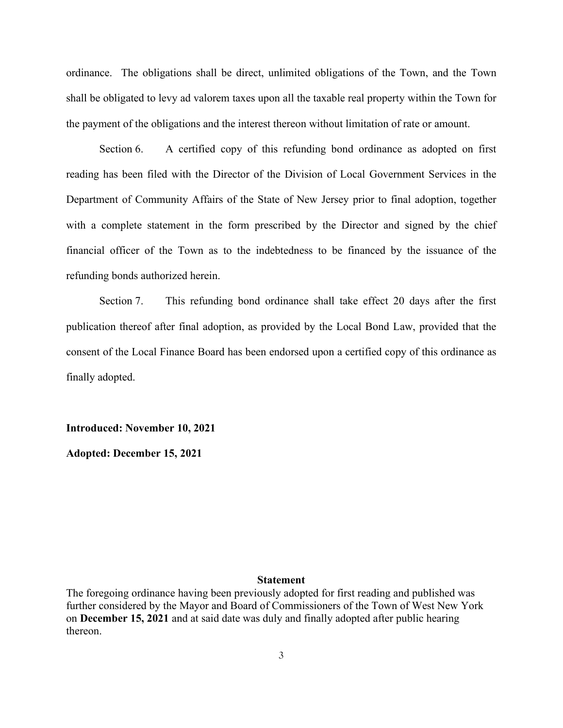ordinance. The obligations shall be direct, unlimited obligations of the Town, and the Town shall be obligated to levy ad valorem taxes upon all the taxable real property within the Town for the payment of the obligations and the interest thereon without limitation of rate or amount.

Section 6. A certified copy of this refunding bond ordinance as adopted on first reading has been filed with the Director of the Division of Local Government Services in the Department of Community Affairs of the State of New Jersey prior to final adoption, together with a complete statement in the form prescribed by the Director and signed by the chief financial officer of the Town as to the indebtedness to be financed by the issuance of the refunding bonds authorized herein.

Section 7. This refunding bond ordinance shall take effect 20 days after the first publication thereof after final adoption, as provided by the Local Bond Law, provided that the consent of the Local Finance Board has been endorsed upon a certified copy of this ordinance as finally adopted.

**Introduced: November 10, 2021**

**Adopted: December 15, 2021**

**Statement**

The foregoing ordinance having been previously adopted for first reading and published was further considered by the Mayor and Board of Commissioners of the Town of West New York on **December 15, 2021** and at said date was duly and finally adopted after public hearing thereon.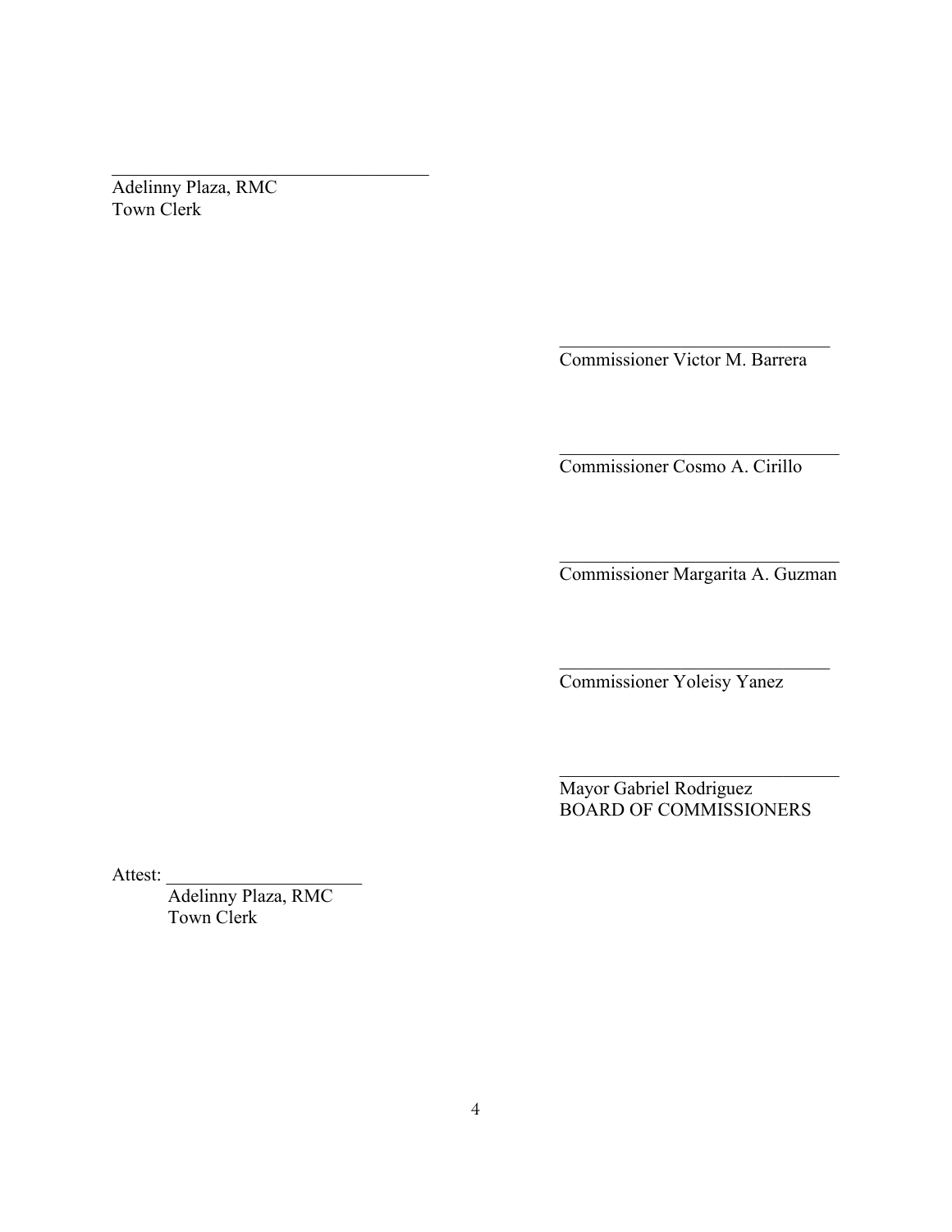\_\_\_\_\_\_\_\_\_\_\_\_\_\_\_\_\_\_\_\_\_\_\_\_\_\_\_\_\_\_\_\_\_\_
Adelinny Plaza, RMC
Town Clerk

\_\_\_\_\_\_\_\_\_\_\_\_\_\_\_\_\_\_\_\_\_\_\_\_\_\_\_\_\_\_
Commissioner Victor M. Barrera

\_\_\_\_\_\_\_\_\_\_\_\_\_\_\_\_\_\_\_\_\_\_\_\_\_\_\_\_\_\_
Commissioner Cosmo A. Cirillo

\_\_\_\_\_\_\_\_\_\_\_\_\_\_\_\_\_\_\_\_\_\_\_\_\_\_\_\_\_\_
Commissioner Margarita A. Guzman

\_\_\_\_\_\_\_\_\_\_\_\_\_\_\_\_\_\_\_\_\_\_\_\_\_\_\_\_\_\_
Commissioner Yoleisy Yanez

\_\_\_\_\_\_\_\_\_\_\_\_\_\_\_\_\_\_\_\_\_\_\_\_\_\_\_\_\_\_
Mayor Gabriel Rodriguez
BOARD OF COMMISSIONERS

Attest: \_\_\_\_\_\_\_\_\_\_\_\_\_\_\_\_\_\_\_\_\_\_
Adelinny Plaza, RMC
Town Clerk